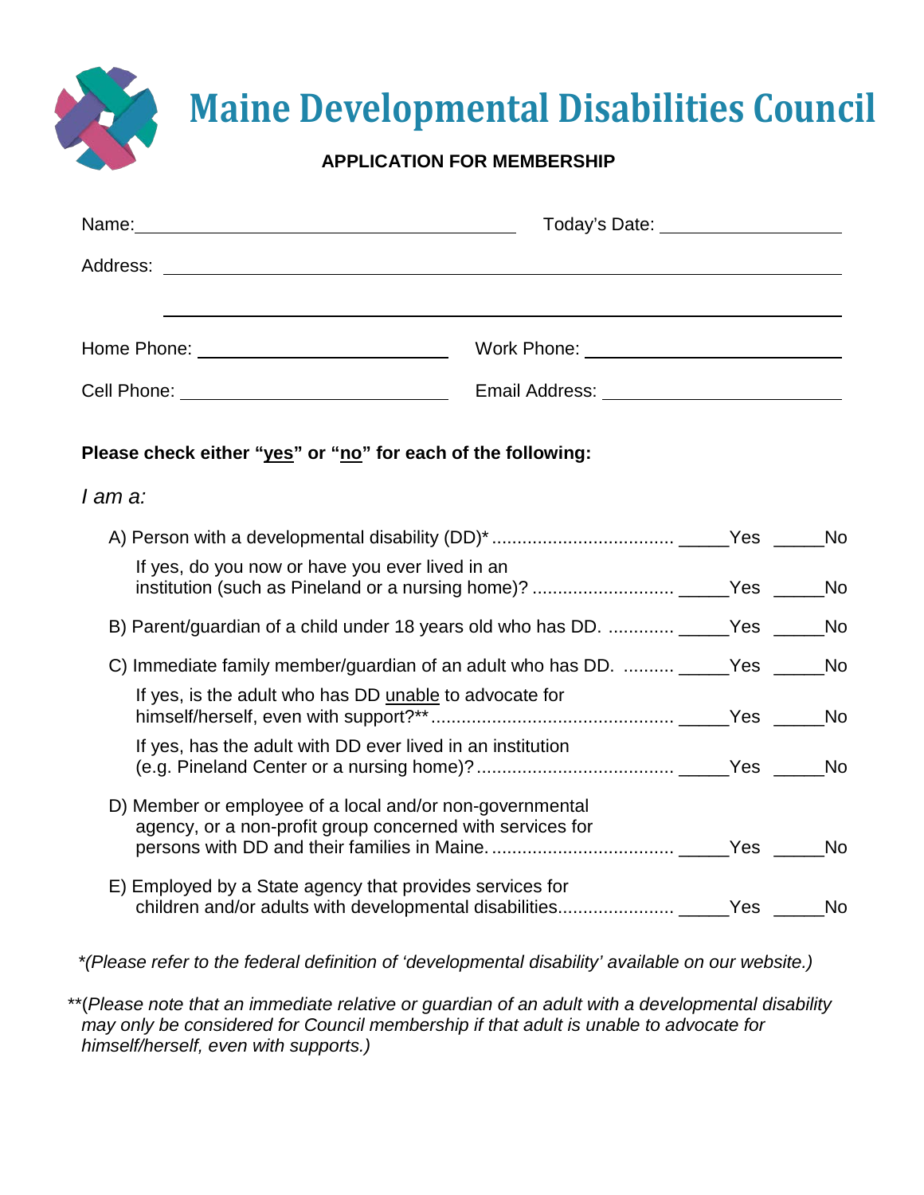# Maine Developmental Disabilities Council

**APPLICATION FOR MEMBERSHIP**

Name: ______________________________ Today's Date: ______________

Address: ______________________________________________________

______________________________________________________

Home Phone: ____________________ Work Phone: ____________________

Cell Phone: ____________________ Email Address: ____________________

**Please check either "<u>yes</u>" or "<u>no</u>" for each of the following:**

*I am a:*

A) Person with a developmental disability (DD)* ................................... _____Yes _____No

If yes, do you now or have you ever lived in an institution (such as Pineland or a nursing home)? ........................... _____Yes _____No

B) Parent/guardian of a child under 18 years old who has DD. ............. _____Yes _____No

C) Immediate family member/guardian of an adult who has DD. .......... _____Yes _____No

If yes, is the adult who has DD <u>unable</u> to advocate for himself/herself, even with support?** ............................................... _____Yes _____No

If yes, has the adult with DD ever lived in an institution (e.g. Pineland Center or a nursing home)? ...................................... _____Yes _____No

D) Member or employee of a local and/or non-governmental agency, or a non-profit group concerned with services for persons with DD and their families in Maine. .................................. _____Yes _____No

E) Employed by a State agency that provides services for children and/or adults with developmental disabilities...................... _____Yes _____No

**(Please refer to the federal definition of 'developmental disability' available on our website.)*

***(Please note that an immediate relative or guardian of an adult with a developmental disability may only be considered for Council membership if that adult is unable to advocate for himself/herself, even with supports.)*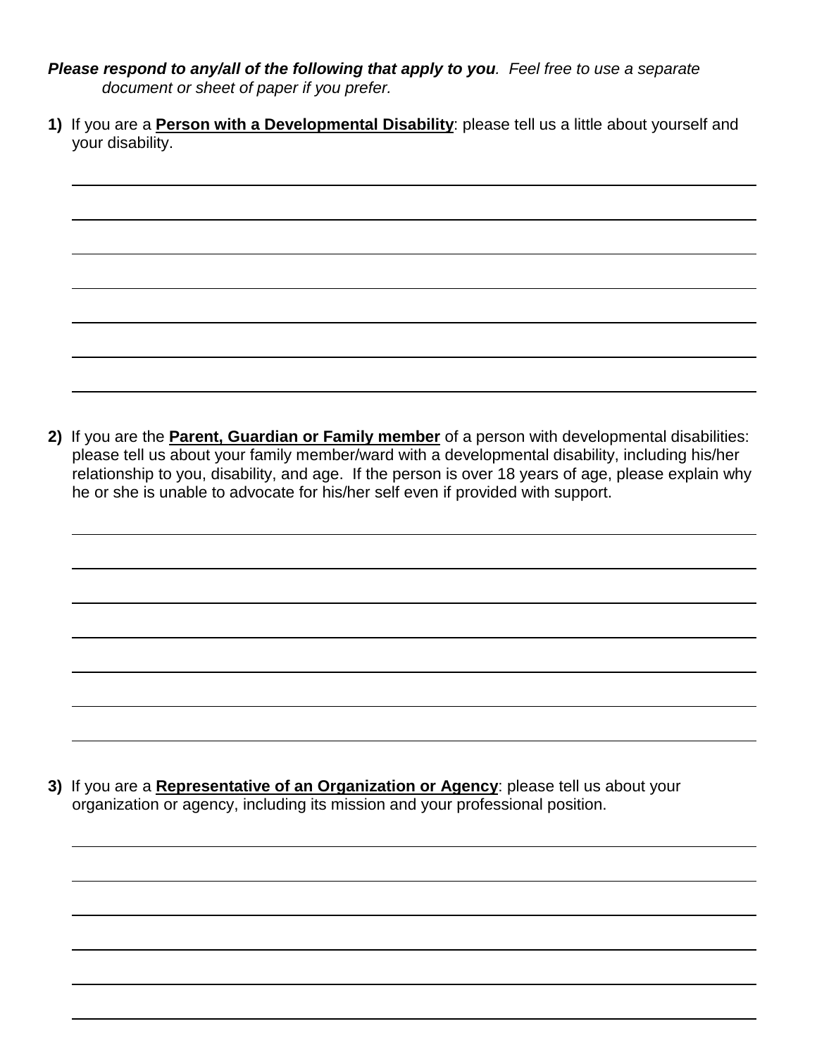***Please respond to any/all of the following that apply to you****. Feel free to use a separate document or sheet of paper if you prefer.*

**1)** If you are a **<u>Person with a Developmental Disability</u>**: please tell us a little about yourself and your disability.

_______________________________________________

_______________________________________________

_______________________________________________

_______________________________________________

_______________________________________________

_______________________________________________

_______________________________________________

**2)** If you are the **<u>Parent, Guardian or Family member</u>** of a person with developmental disabilities: please tell us about your family member/ward with a developmental disability, including his/her relationship to you, disability, and age. If the person is over 18 years of age, please explain why he or she is unable to advocate for his/her self even if provided with support.

_______________________________________________

_______________________________________________

_______________________________________________

_______________________________________________

_______________________________________________

_______________________________________________

_______________________________________________

**3)** If you are a **<u>Representative of an Organization or Agency</u>**: please tell us about your organization or agency, including its mission and your professional position.

_______________________________________________

_______________________________________________

_______________________________________________

_______________________________________________

_______________________________________________

_______________________________________________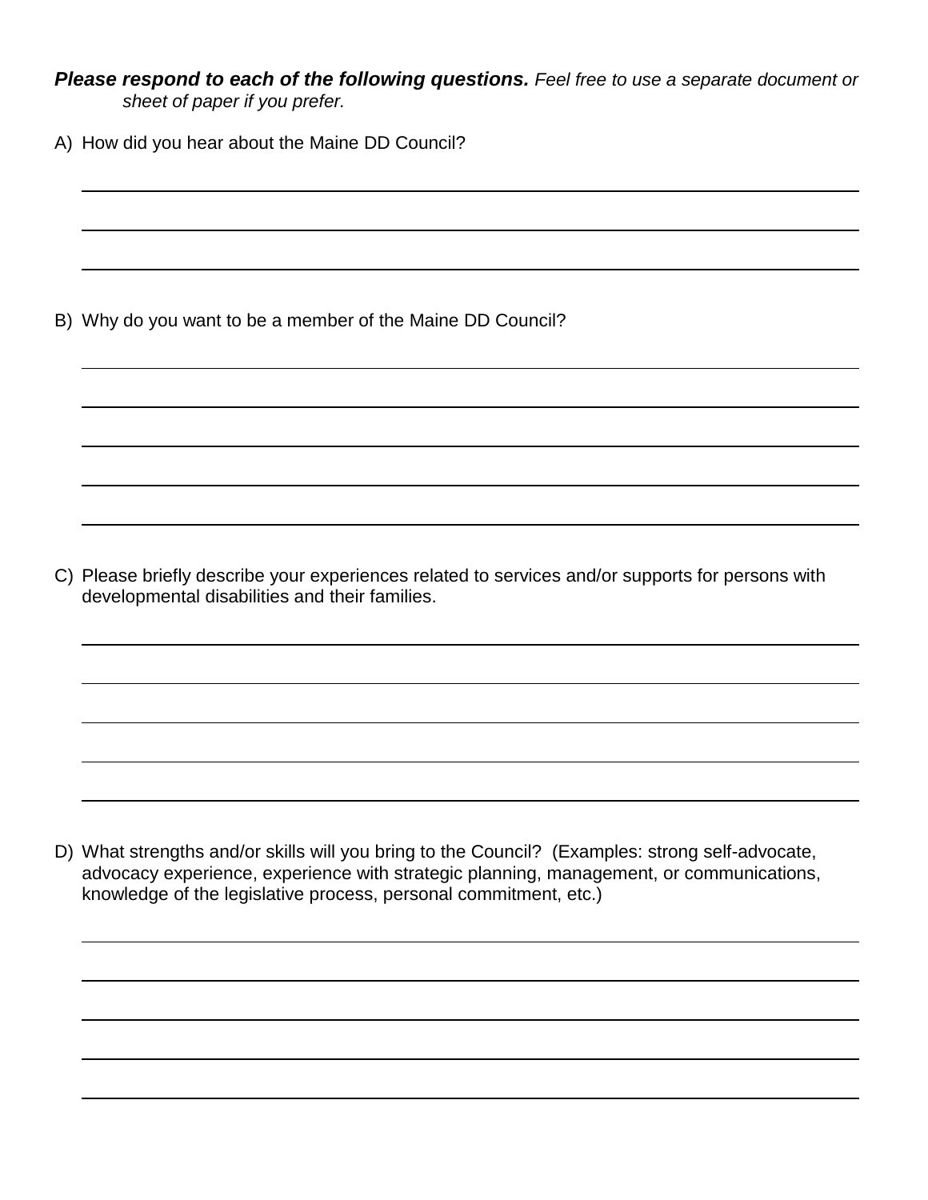***Please respond to each of the following questions.*** *Feel free to use a separate document or sheet of paper if you prefer.*

A) How did you hear about the Maine DD Council?

______________________________________________________________________

______________________________________________________________________

______________________________________________________________________

B) Why do you want to be a member of the Maine DD Council?

______________________________________________________________________

______________________________________________________________________

______________________________________________________________________

______________________________________________________________________

______________________________________________________________________

C) Please briefly describe your experiences related to services and/or supports for persons with developmental disabilities and their families.

______________________________________________________________________

______________________________________________________________________

______________________________________________________________________

______________________________________________________________________

______________________________________________________________________

D) What strengths and/or skills will you bring to the Council? (Examples: strong self-advocate, advocacy experience, experience with strategic planning, management, or communications, knowledge of the legislative process, personal commitment, etc.)

______________________________________________________________________

______________________________________________________________________

______________________________________________________________________

______________________________________________________________________

______________________________________________________________________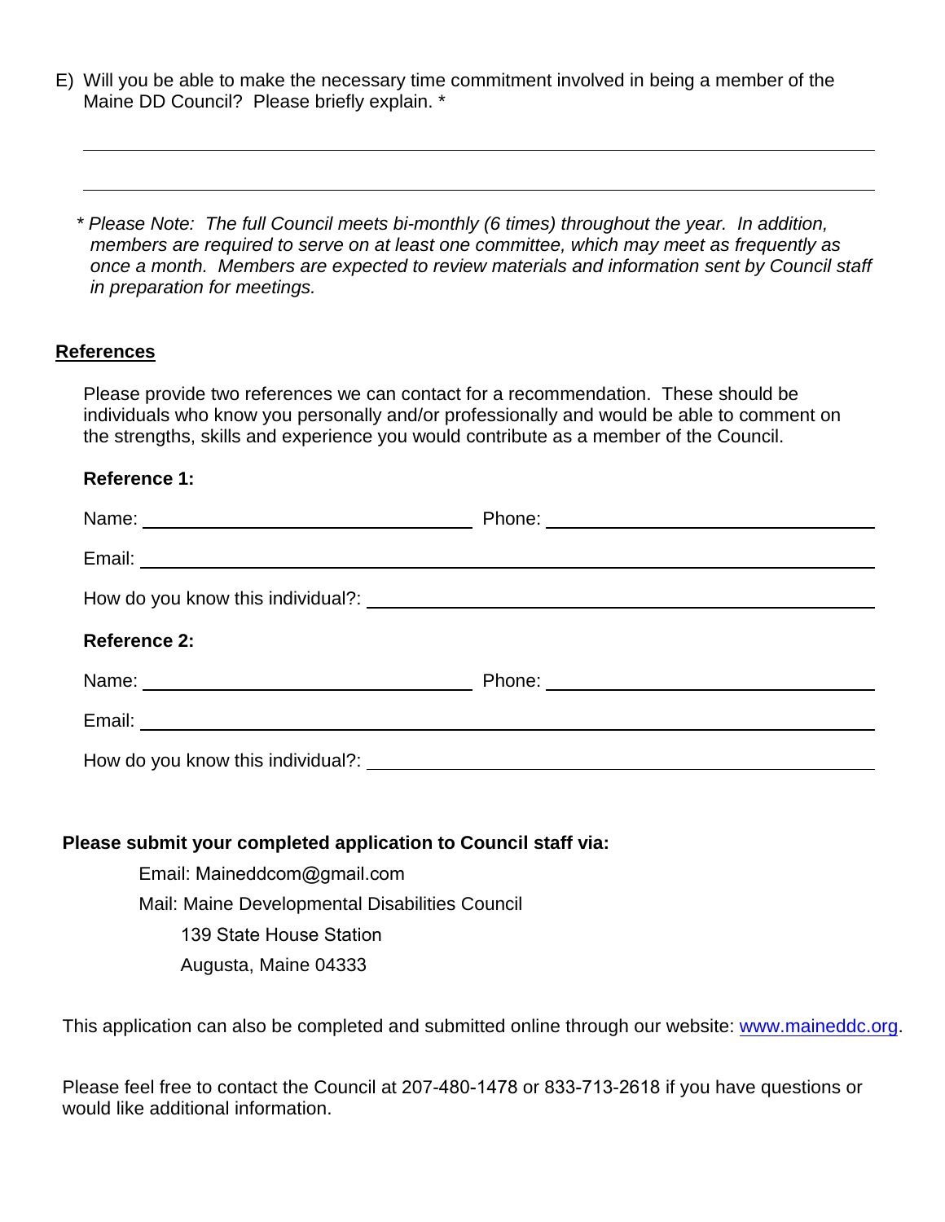E) Will you be able to make the necessary time commitment involved in being a member of the Maine DD Council? Please briefly explain. *

\_\_\_\_\_\_\_\_\_\_\_\_\_\_\_\_\_\_\_\_\_\_\_\_\_\_\_\_\_\_\_\_\_\_\_\_\_\_\_\_\_\_\_\_\_\_\_\_\_\_\_\_\_\_\_\_\_\_\_\_\_\_\_\_\_\_\_\_\_\_\_\_

\_\_\_\_\_\_\_\_\_\_\_\_\_\_\_\_\_\_\_\_\_\_\_\_\_\_\_\_\_\_\_\_\_\_\_\_\_\_\_\_\_\_\_\_\_\_\_\_\_\_\_\_\_\_\_\_\_\_\_\_\_\_\_\_\_\_\_\_\_\_\_\_

\* *Please Note: The full Council meets bi-monthly (6 times) throughout the year. In addition, members are required to serve on at least one committee, which may meet as frequently as once a month. Members are expected to review materials and information sent by Council staff in preparation for meetings.*

## References

Please provide two references we can contact for a recommendation. These should be individuals who know you personally and/or professionally and would be able to comment on the strengths, skills and experience you would contribute as a member of the Council.

**Reference 1:**

Name: \_\_\_\_\_\_\_\_\_\_\_\_\_\_\_\_\_\_\_\_\_\_\_\_\_\_\_\_\_\_ Phone: \_\_\_\_\_\_\_\_\_\_\_\_\_\_\_\_\_\_\_\_\_\_\_\_\_\_\_\_\_\_

Email: \_\_\_\_\_\_\_\_\_\_\_\_\_\_\_\_\_\_\_\_\_\_\_\_\_\_\_\_\_\_\_\_\_\_\_\_\_\_\_\_\_\_\_\_\_\_\_\_\_\_\_\_\_\_\_\_\_\_\_\_\_\_

How do you know this individual?: \_\_\_\_\_\_\_\_\_\_\_\_\_\_\_\_\_\_\_\_\_\_\_\_\_\_\_\_\_\_\_\_\_\_\_\_\_\_\_\_

**Reference 2:**

Name: \_\_\_\_\_\_\_\_\_\_\_\_\_\_\_\_\_\_\_\_\_\_\_\_\_\_\_\_\_\_ Phone: \_\_\_\_\_\_\_\_\_\_\_\_\_\_\_\_\_\_\_\_\_\_\_\_\_\_\_\_\_\_

Email: \_\_\_\_\_\_\_\_\_\_\_\_\_\_\_\_\_\_\_\_\_\_\_\_\_\_\_\_\_\_\_\_\_\_\_\_\_\_\_\_\_\_\_\_\_\_\_\_\_\_\_\_\_\_\_\_\_\_\_\_\_\_

How do you know this individual?: \_\_\_\_\_\_\_\_\_\_\_\_\_\_\_\_\_\_\_\_\_\_\_\_\_\_\_\_\_\_\_\_\_\_\_\_\_\_\_\_

**Please submit your completed application to Council staff via:**

Email: Maineddcom@gmail.com

Mail: Maine Developmental Disabilities Council
139 State House Station
Augusta, Maine 04333

This application can also be completed and submitted online through our website: [www.maineddc.org](http://www.maineddc.org).

Please feel free to contact the Council at 207-480-1478 or 833-713-2618 if you have questions or would like additional information.